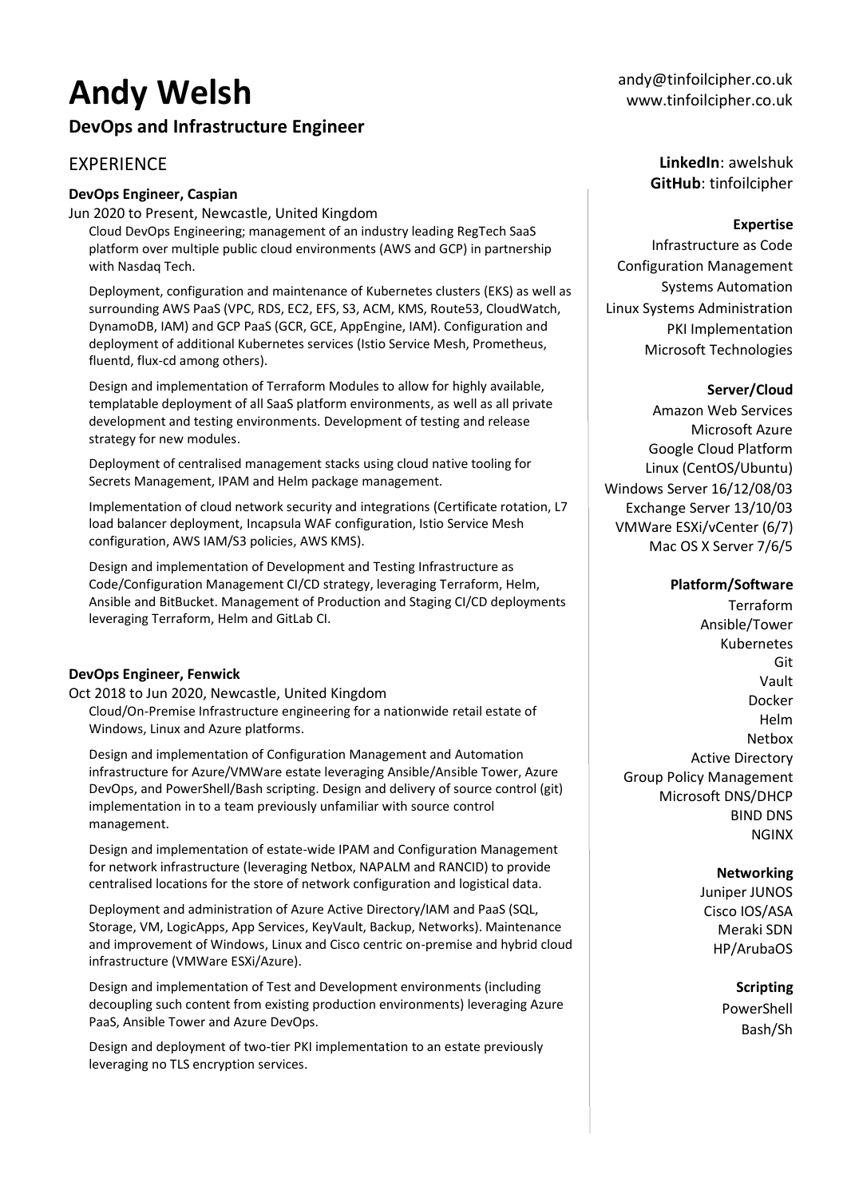# Andy Welsh

## DevOps and Infrastructure Engineer

andy@tinfoilcipher.co.uk
www.tinfoilcipher.co.uk

**LinkedIn**: awelshuk
**GitHub**: tinfoilcipher

## EXPERIENCE

### DevOps Engineer, Caspian

Jun 2020 to Present, Newcastle, United Kingdom

Cloud DevOps Engineering; management of an industry leading RegTech SaaS platform over multiple public cloud environments (AWS and GCP) in partnership with Nasdaq Tech.

Deployment, configuration and maintenance of Kubernetes clusters (EKS) as well as surrounding AWS PaaS (VPC, RDS, EC2, EFS, S3, ACM, KMS, Route53, CloudWatch, DynamoDB, IAM) and GCP PaaS (GCR, GCE, AppEngine, IAM). Configuration and deployment of additional Kubernetes services (Istio Service Mesh, Prometheus, fluentd, flux-cd among others).

Design and implementation of Terraform Modules to allow for highly available, templatable deployment of all SaaS platform environments, as well as all private development and testing environments. Development of testing and release strategy for new modules.

Deployment of centralised management stacks using cloud native tooling for Secrets Management, IPAM and Helm package management.

Implementation of cloud network security and integrations (Certificate rotation, L7 load balancer deployment, Incapsula WAF configuration, Istio Service Mesh configuration, AWS IAM/S3 policies, AWS KMS).

Design and implementation of Development and Testing Infrastructure as Code/Configuration Management CI/CD strategy, leveraging Terraform, Helm, Ansible and BitBucket. Management of Production and Staging CI/CD deployments leveraging Terraform, Helm and GitLab CI.

### DevOps Engineer, Fenwick

Oct 2018 to Jun 2020, Newcastle, United Kingdom

Cloud/On-Premise Infrastructure engineering for a nationwide retail estate of Windows, Linux and Azure platforms.

Design and implementation of Configuration Management and Automation infrastructure for Azure/VMWare estate leveraging Ansible/Ansible Tower, Azure DevOps, and PowerShell/Bash scripting. Design and delivery of source control (git) implementation in to a team previously unfamiliar with source control management.

Design and implementation of estate-wide IPAM and Configuration Management for network infrastructure (leveraging Netbox, NAPALM and RANCID) to provide centralised locations for the store of network configuration and logistical data.

Deployment and administration of Azure Active Directory/IAM and PaaS (SQL, Storage, VM, LogicApps, App Services, KeyVault, Backup, Networks). Maintenance and improvement of Windows, Linux and Cisco centric on-premise and hybrid cloud infrastructure (VMWare ESXi/Azure).

Design and implementation of Test and Development environments (including decoupling such content from existing production environments) leveraging Azure PaaS, Ansible Tower and Azure DevOps.

Design and deployment of two-tier PKI implementation to an estate previously leveraging no TLS encryption services.

### Expertise

Infrastructure as Code
Configuration Management
Systems Automation
Linux Systems Administration
PKI Implementation
Microsoft Technologies

### Server/Cloud

Amazon Web Services
Microsoft Azure
Google Cloud Platform
Linux (CentOS/Ubuntu)
Windows Server 16/12/08/03
Exchange Server 13/10/03
VMWare ESXi/vCenter (6/7)
Mac OS X Server 7/6/5

### Platform/Software

Terraform
Ansible/Tower
Kubernetes
Git
Vault
Docker
Helm
Netbox
Active Directory
Group Policy Management
Microsoft DNS/DHCP
BIND DNS
NGINX

### Networking

Juniper JUNOS
Cisco IOS/ASA
Meraki SDN
HP/ArubaOS

### Scripting

PowerShell
Bash/Sh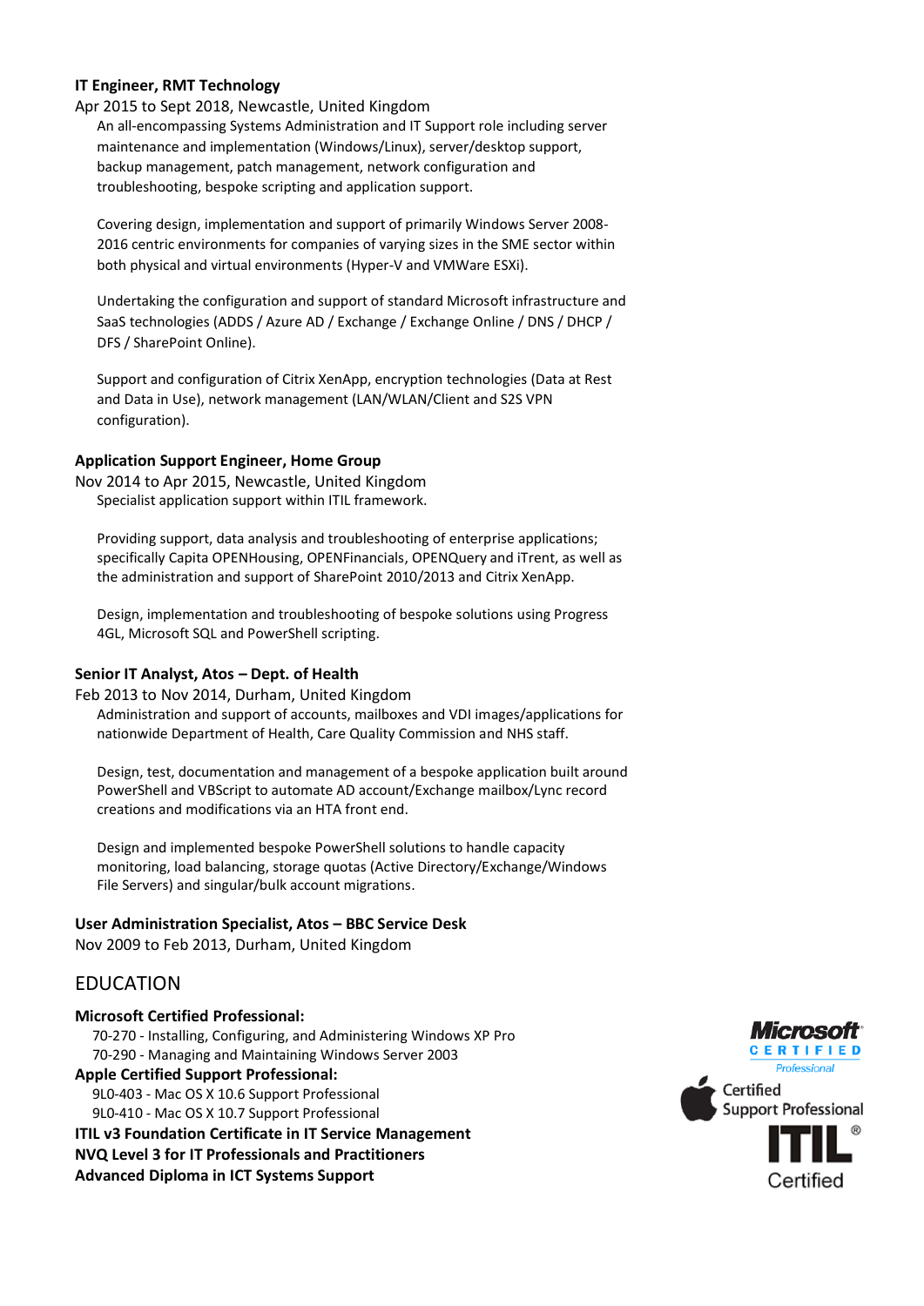**IT Engineer, RMT Technology**

Apr 2015 to Sept 2018, Newcastle, United Kingdom

An all-encompassing Systems Administration and IT Support role including server maintenance and implementation (Windows/Linux), server/desktop support, backup management, patch management, network configuration and troubleshooting, bespoke scripting and application support.

Covering design, implementation and support of primarily Windows Server 2008-2016 centric environments for companies of varying sizes in the SME sector within both physical and virtual environments (Hyper-V and VMWare ESXi).

Undertaking the configuration and support of standard Microsoft infrastructure and SaaS technologies (ADDS / Azure AD / Exchange / Exchange Online / DNS / DHCP / DFS / SharePoint Online).

Support and configuration of Citrix XenApp, encryption technologies (Data at Rest and Data in Use), network management (LAN/WLAN/Client and S2S VPN configuration).

**Application Support Engineer, Home Group**

Nov 2014 to Apr 2015, Newcastle, United Kingdom

Specialist application support within ITIL framework.

Providing support, data analysis and troubleshooting of enterprise applications; specifically Capita OPENHousing, OPENFinancials, OPENQuery and iTrent, as well as the administration and support of SharePoint 2010/2013 and Citrix XenApp.

Design, implementation and troubleshooting of bespoke solutions using Progress 4GL, Microsoft SQL and PowerShell scripting.

**Senior IT Analyst, Atos – Dept. of Health**

Feb 2013 to Nov 2014, Durham, United Kingdom

Administration and support of accounts, mailboxes and VDI images/applications for nationwide Department of Health, Care Quality Commission and NHS staff.

Design, test, documentation and management of a bespoke application built around PowerShell and VBScript to automate AD account/Exchange mailbox/Lync record creations and modifications via an HTA front end.

Design and implemented bespoke PowerShell solutions to handle capacity monitoring, load balancing, storage quotas (Active Directory/Exchange/Windows File Servers) and singular/bulk account migrations.

**User Administration Specialist, Atos – BBC Service Desk**

Nov 2009 to Feb 2013, Durham, United Kingdom

## EDUCATION

**Microsoft Certified Professional:**

70-270 - Installing, Configuring, and Administering Windows XP Pro

70-290 - Managing and Maintaining Windows Server 2003

**Apple Certified Support Professional:**

9L0-403 - Mac OS X 10.6 Support Professional

9L0-410 - Mac OS X 10.7 Support Professional

**ITIL v3 Foundation Certificate in IT Service Management**

**NVQ Level 3 for IT Professionals and Practitioners**

**Advanced Diploma in ICT Systems Support**

Microsoft CERTIFIED Professional

Certified Support Professional

ITIL® Certified